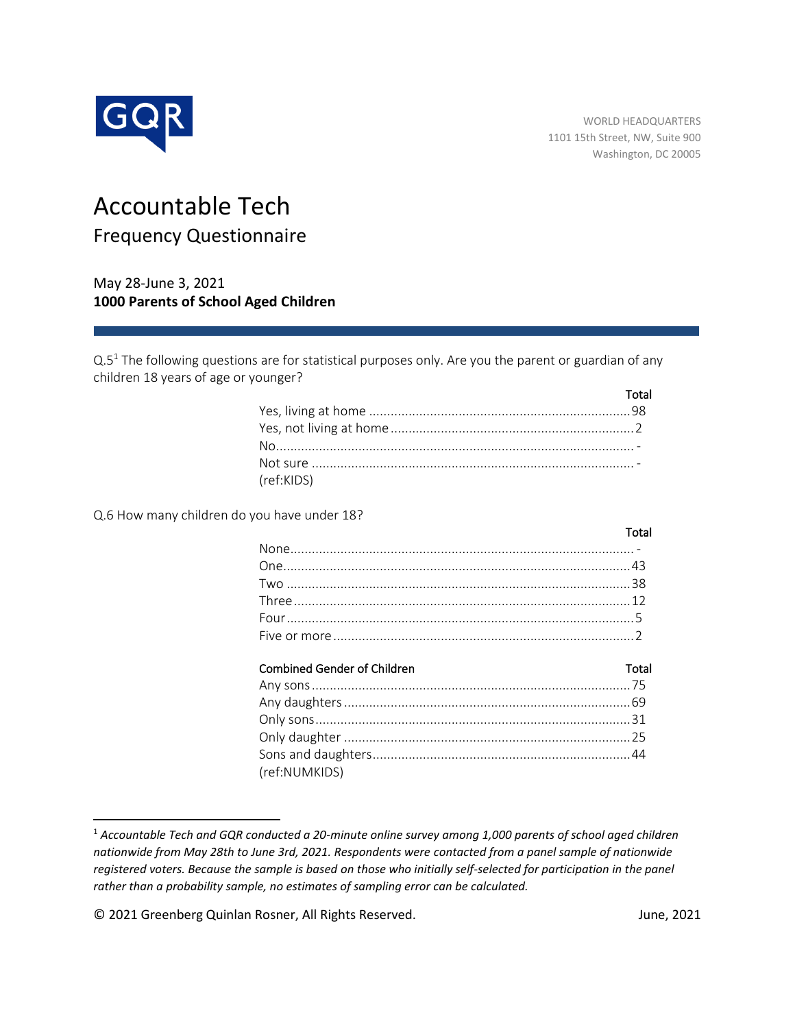GQR

WORLD HEADQUARTERS
1101 15th Street, NW, Suite 900
Washington, DC 20005

# Accountable Tech

## Frequency Questionnaire

May 28-June 3, 2021
**1000 Parents of School Aged Children**

Q.5[1] The following questions are for statistical purposes only. Are you the parent or guardian of any children 18 years of age or younger?

| | Total |
|---|---|
| Yes, living at home | 98 |
| Yes, not living at home | 2 |
| No | - |
| Not sure | - |

(ref:KIDS)

Q.6 How many children do you have under 18?

| | Total |
|---|---|
| None | - |
| One | 43 |
| Two | 38 |
| Three | 12 |
| Four | 5 |
| Five or more | 2 |

| Combined Gender of Children | Total |
|---|---|
| Any sons | 75 |
| Any daughters | 69 |
| Only sons | 31 |
| Only daughter | 25 |
| Sons and daughters | 44 |

(ref:NUMKIDS)

[1] *Accountable Tech and GQR conducted a 20-minute online survey among 1,000 parents of school aged children nationwide from May 28th to June 3rd, 2021. Respondents were contacted from a panel sample of nationwide registered voters. Because the sample is based on those who initially self-selected for participation in the panel rather than a probability sample, no estimates of sampling error can be calculated.*

© 2021 Greenberg Quinlan Rosner, All Rights Reserved. June, 2021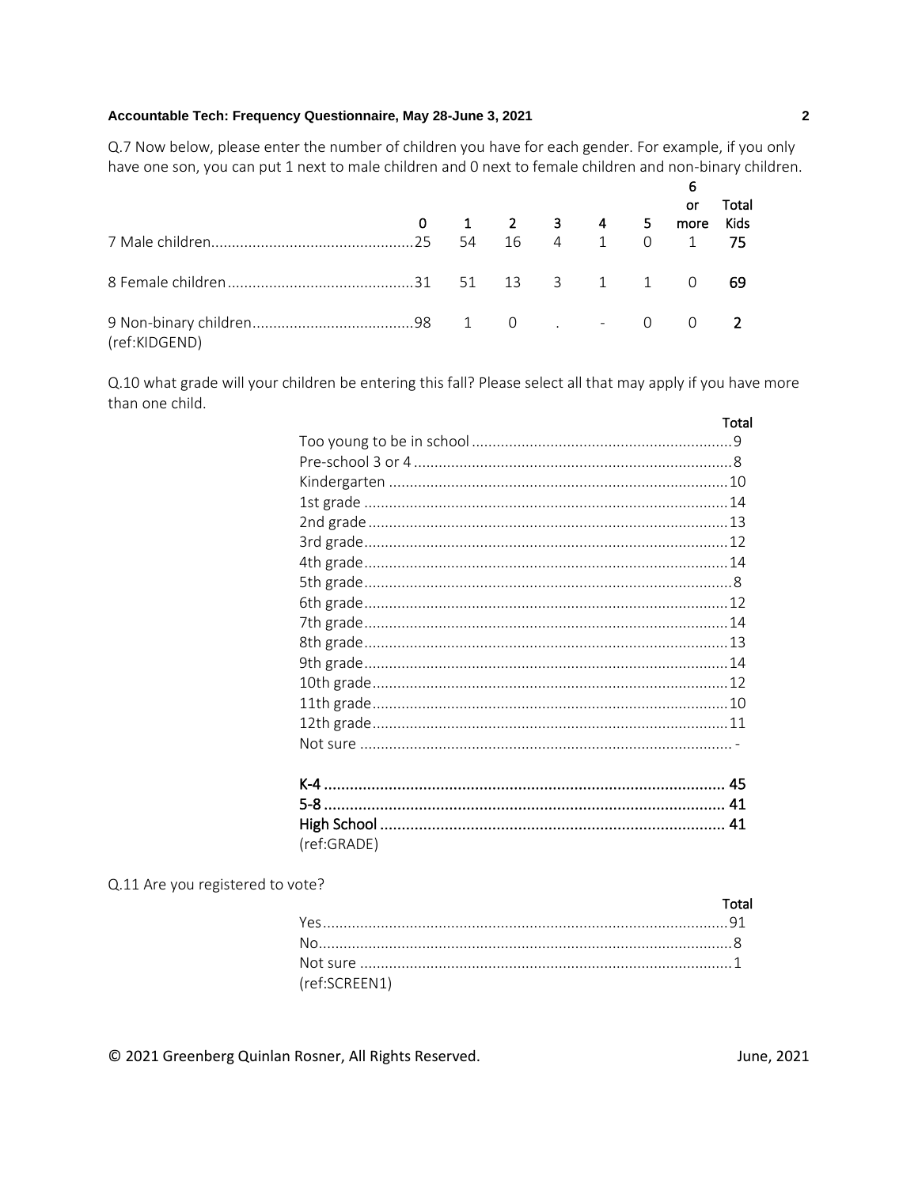Q.7 Now below, please enter the number of children you have for each gender. For example, if you only have one son, you can put 1 next to male children and 0 next to female children and non-binary children.

| | 0 | 1 | 2 | 3 | 4 | 5 | 6 or more | Total Kids |
|---|---|---|---|---|---|---|---|---|
| 7 Male children | 25 | 54 | 16 | 4 | 1 | 0 | 1 | **75** |
| 8 Female children | 31 | 51 | 13 | 3 | 1 | 1 | 0 | **69** |
| 9 Non-binary children | 98 | 1 | 0 | . | - | 0 | 0 | **2** |

(ref:KIDGEND)

Q.10 what grade will your children be entering this fall? Please select all that may apply if you have more than one child.

| | Total |
|---|---|
| Too young to be in school | 9 |
| Pre-school 3 or 4 | 8 |
| Kindergarten | 10 |
| 1st grade | 14 |
| 2nd grade | 13 |
| 3rd grade | 12 |
| 4th grade | 14 |
| 5th grade | 8 |
| 6th grade | 12 |
| 7th grade | 14 |
| 8th grade | 13 |
| 9th grade | 14 |
| 10th grade | 12 |
| 11th grade | 10 |
| 12th grade | 11 |
| Not sure | - |
| **K-4** | **45** |
| **5-8** | **41** |
| **High School** | **41** |

(ref:GRADE)

Q.11 Are you registered to vote?

| | Total |
|---|---|
| Yes | 91 |
| No | 8 |
| Not sure | 1 |

(ref:SCREEN1)

© 2021 Greenberg Quinlan Rosner, All Rights Reserved. June, 2021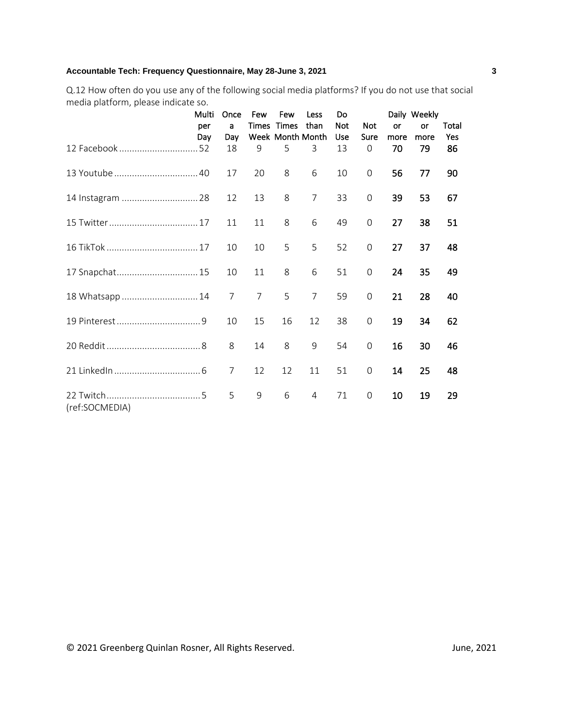Q.12 How often do you use any of the following social media platforms? If you do not use that social media platform, please indicate so.

| | Multi per Day | Once a Day | Few Times Week | Few Times Month | Less than Month | Do Not Use | Not Sure | Daily or more | Weekly or more | Total Yes |
|---|---|---|---|---|---|---|---|---|---|---|
| 12 Facebook | 52 | 18 | 9 | 5 | 3 | 13 | 0 | **70** | **79** | **86** |
| 13 Youtube | 40 | 17 | 20 | 8 | 6 | 10 | 0 | **56** | **77** | **90** |
| 14 Instagram | 28 | 12 | 13 | 8 | 7 | 33 | 0 | **39** | **53** | **67** |
| 15 Twitter | 17 | 11 | 11 | 8 | 6 | 49 | 0 | **27** | **38** | **51** |
| 16 TikTok | 17 | 10 | 10 | 5 | 5 | 52 | 0 | **27** | **37** | **48** |
| 17 Snapchat | 15 | 10 | 11 | 8 | 6 | 51 | 0 | **24** | **35** | **49** |
| 18 Whatsapp | 14 | 7 | 7 | 5 | 7 | 59 | 0 | **21** | **28** | **40** |
| 19 Pinterest | 9 | 10 | 15 | 16 | 12 | 38 | 0 | **19** | **34** | **62** |
| 20 Reddit | 8 | 8 | 14 | 8 | 9 | 54 | 0 | **16** | **30** | **46** |
| 21 LinkedIn | 6 | 7 | 12 | 12 | 11 | 51 | 0 | **14** | **25** | **48** |
| 22 Twitch | 5 | 5 | 9 | 6 | 4 | 71 | 0 | **10** | **19** | **29** |

(ref:SOCMEDIA)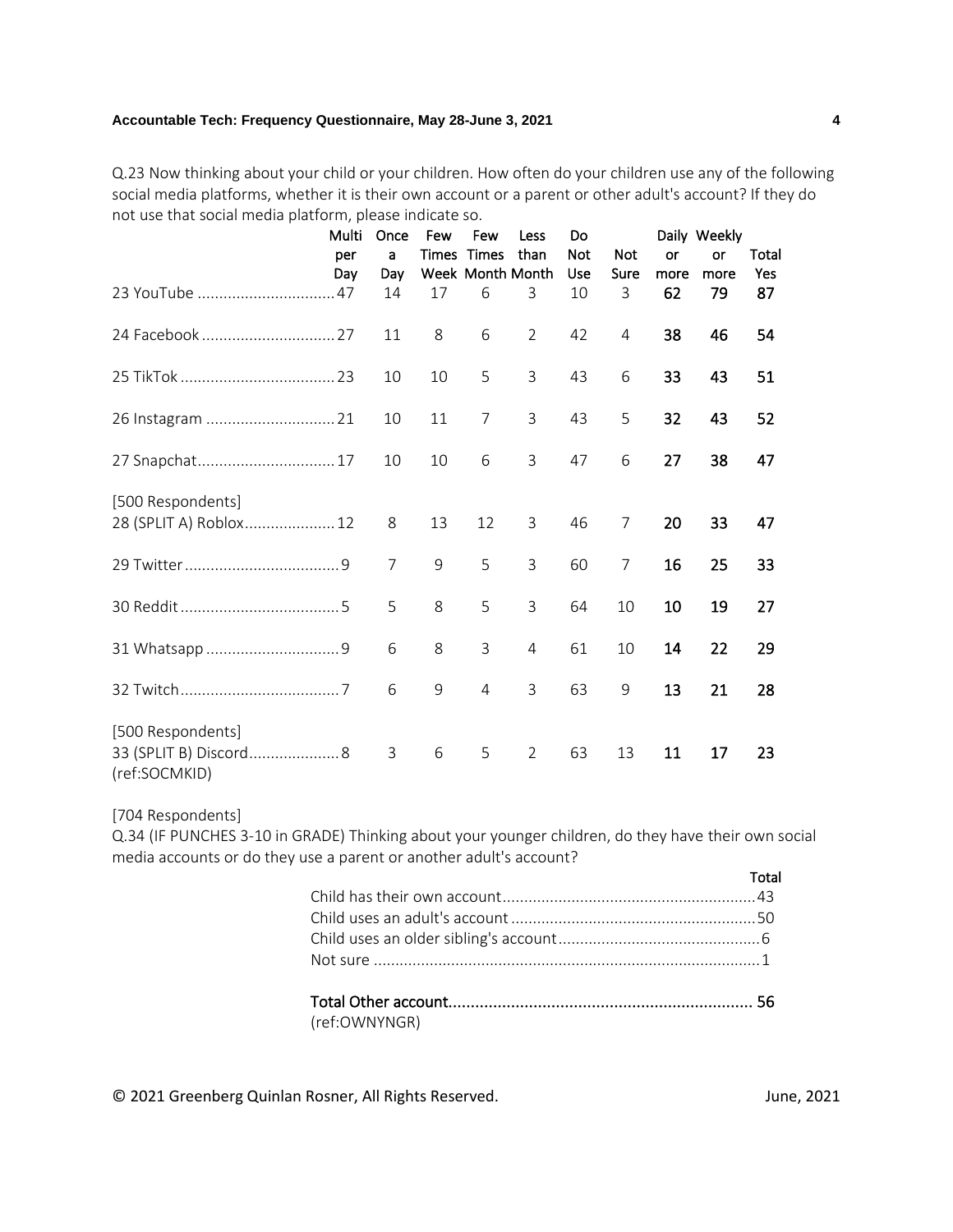Q.23 Now thinking about your child or your children. How often do your children use any of the following social media platforms, whether it is their own account or a parent or other adult's account? If they do not use that social media platform, please indicate so.

| | Multi per Day | Once a Day | Few Times Week | Few Times Month | Less than Month | Do Not Use | Not Sure | Daily or more | Weekly or more | Total Yes |
|---|---|---|---|---|---|---|---|---|---|---|
| 23 YouTube | 47 | 14 | 17 | 6 | 3 | 10 | 3 | **62** | **79** | **87** |
| 24 Facebook | 27 | 11 | 8 | 6 | 2 | 42 | 4 | **38** | **46** | **54** |
| 25 TikTok | 23 | 10 | 10 | 5 | 3 | 43 | 6 | **33** | **43** | **51** |
| 26 Instagram | 21 | 10 | 11 | 7 | 3 | 43 | 5 | **32** | **43** | **52** |
| 27 Snapchat | 17 | 10 | 10 | 6 | 3 | 47 | 6 | **27** | **38** | **47** |
| [500 Respondents] 28 (SPLIT A) Roblox | 12 | 8 | 13 | 12 | 3 | 46 | 7 | **20** | **33** | **47** |
| 29 Twitter | 9 | 7 | 9 | 5 | 3 | 60 | 7 | **16** | **25** | **33** |
| 30 Reddit | 5 | 5 | 8 | 5 | 3 | 64 | 10 | **10** | **19** | **27** |
| 31 Whatsapp | 9 | 6 | 8 | 3 | 4 | 61 | 10 | **14** | **22** | **29** |
| 32 Twitch | 7 | 6 | 9 | 4 | 3 | 63 | 9 | **13** | **21** | **28** |
| [500 Respondents] 33 (SPLIT B) Discord | 8 | 3 | 6 | 5 | 2 | 63 | 13 | **11** | **17** | **23** |

(ref:SOCMKID)

[704 Respondents]

Q.34 (IF PUNCHES 3-10 in GRADE) Thinking about your younger children, do they have their own social media accounts or do they use a parent or another adult's account?

| | Total |
|---|---|
| Child has their own account | 43 |
| Child uses an adult's account | 50 |
| Child uses an older sibling's account | 6 |
| Not sure | 1 |
| **Total Other account** | **56** |

(ref:OWNYNGR)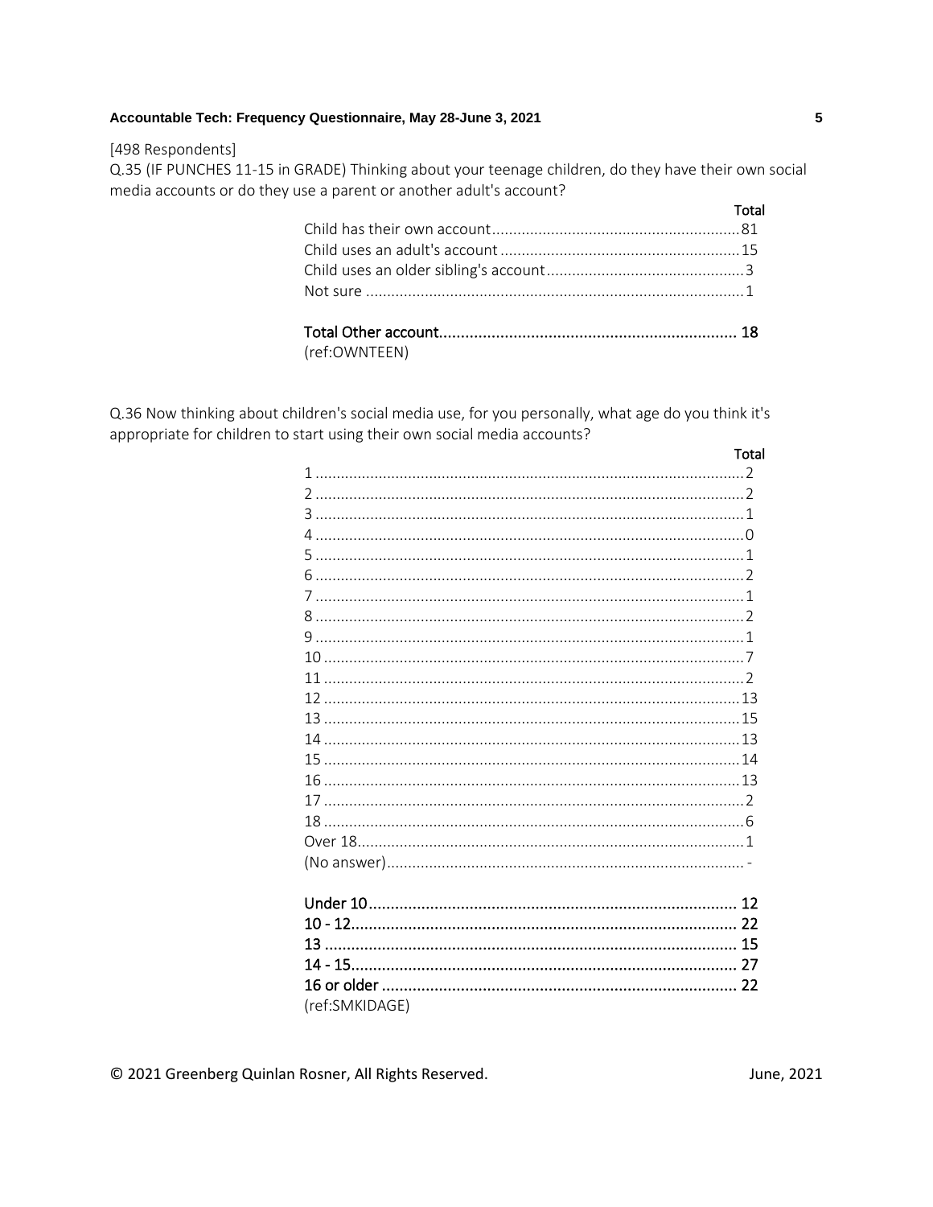[498 Respondents]

Q.35 (IF PUNCHES 11-15 in GRADE) Thinking about your teenage children, do they have their own social media accounts or do they use a parent or another adult's account?

| | Total |
|---|---|
| Child has their own account | 81 |
| Child uses an adult's account | 15 |
| Child uses an older sibling's account | 3 |
| Not sure | 1 |
| | |
| **Total Other account** | **18** |

(ref:OWNTEEN)

Q.36 Now thinking about children's social media use, for you personally, what age do you think it's appropriate for children to start using their own social media accounts?

| | Total |
|---|---|
| 1 | 2 |
| 2 | 2 |
| 3 | 1 |
| 4 | 0 |
| 5 | 1 |
| 6 | 2 |
| 7 | 1 |
| 8 | 2 |
| 9 | 1 |
| 10 | 7 |
| 11 | 2 |
| 12 | 13 |
| 13 | 15 |
| 14 | 13 |
| 15 | 14 |
| 16 | 13 |
| 17 | 2 |
| 18 | 6 |
| Over 18 | 1 |
| (No answer) | - |
| | |
| **Under 10** | **12** |
| **10 - 12** | **22** |
| **13** | **15** |
| **14 - 15** | **27** |
| **16 or older** | **22** |

(ref:SMKIDAGE)

© 2021 Greenberg Quinlan Rosner, All Rights Reserved. June, 2021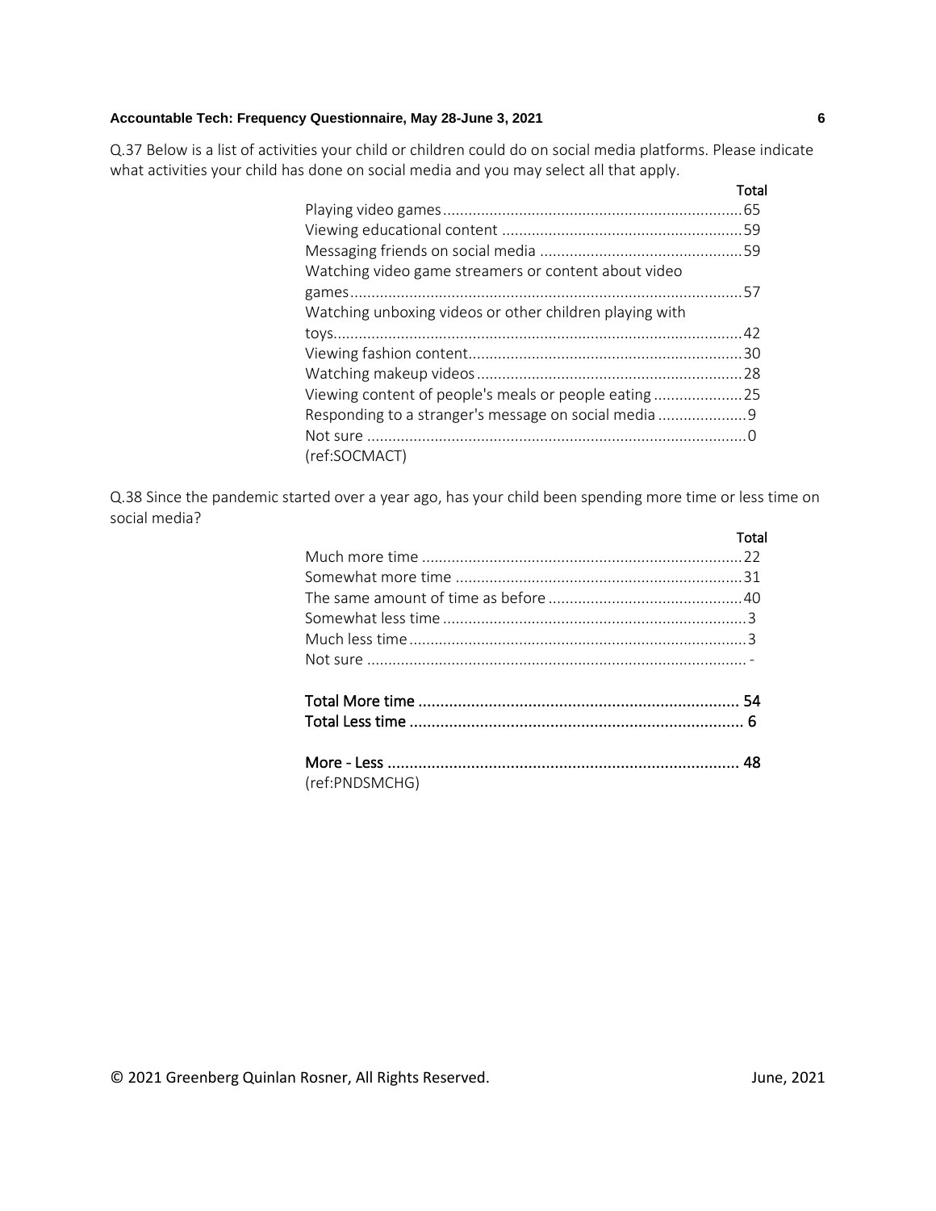Q.37 Below is a list of activities your child or children could do on social media platforms. Please indicate what activities your child has done on social media and you may select all that apply.

| | Total |
|---|---|
| Playing video games | 65 |
| Viewing educational content | 59 |
| Messaging friends on social media | 59 |
| Watching video game streamers or content about video games | 57 |
| Watching unboxing videos or other children playing with toys | 42 |
| Viewing fashion content | 30 |
| Watching makeup videos | 28 |
| Viewing content of people's meals or people eating | 25 |
| Responding to a stranger's message on social media | 9 |
| Not sure | 0 |

(ref:SOCMACT)

Q.38 Since the pandemic started over a year ago, has your child been spending more time or less time on social media?

| | Total |
|---|---|
| Much more time | 22 |
| Somewhat more time | 31 |
| The same amount of time as before | 40 |
| Somewhat less time | 3 |
| Much less time | 3 |
| Not sure | - |
| | |
| **Total More time** | **54** |
| **Total Less time** | **6** |
| | |
| **More - Less** | **48** |

(ref:PNDSMCHG)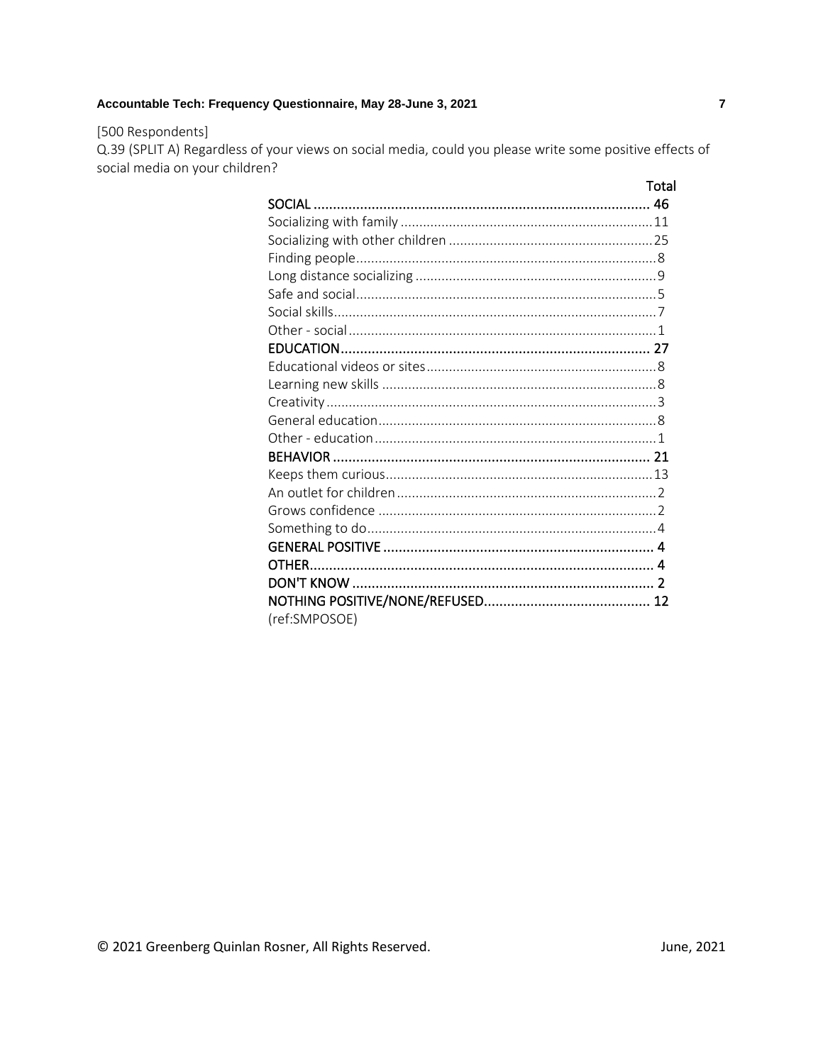[500 Respondents]

Q.39 (SPLIT A) Regardless of your views on social media, could you please write some positive effects of social media on your children?

| | Total |
|---|---|
| **SOCIAL** | **46** |
| Socializing with family | 11 |
| Socializing with other children | 25 |
| Finding people | 8 |
| Long distance socializing | 9 |
| Safe and social | 5 |
| Social skills | 7 |
| Other - social | 1 |
| **EDUCATION** | **27** |
| Educational videos or sites | 8 |
| Learning new skills | 8 |
| Creativity | 3 |
| General education | 8 |
| Other - education | 1 |
| **BEHAVIOR** | **21** |
| Keeps them curious | 13 |
| An outlet for children | 2 |
| Grows confidence | 2 |
| Something to do | 4 |
| **GENERAL POSITIVE** | **4** |
| **OTHER** | **4** |
| **DON'T KNOW** | **2** |
| **NOTHING POSITIVE/NONE/REFUSED** | **12** |

(ref:SMPOSOE)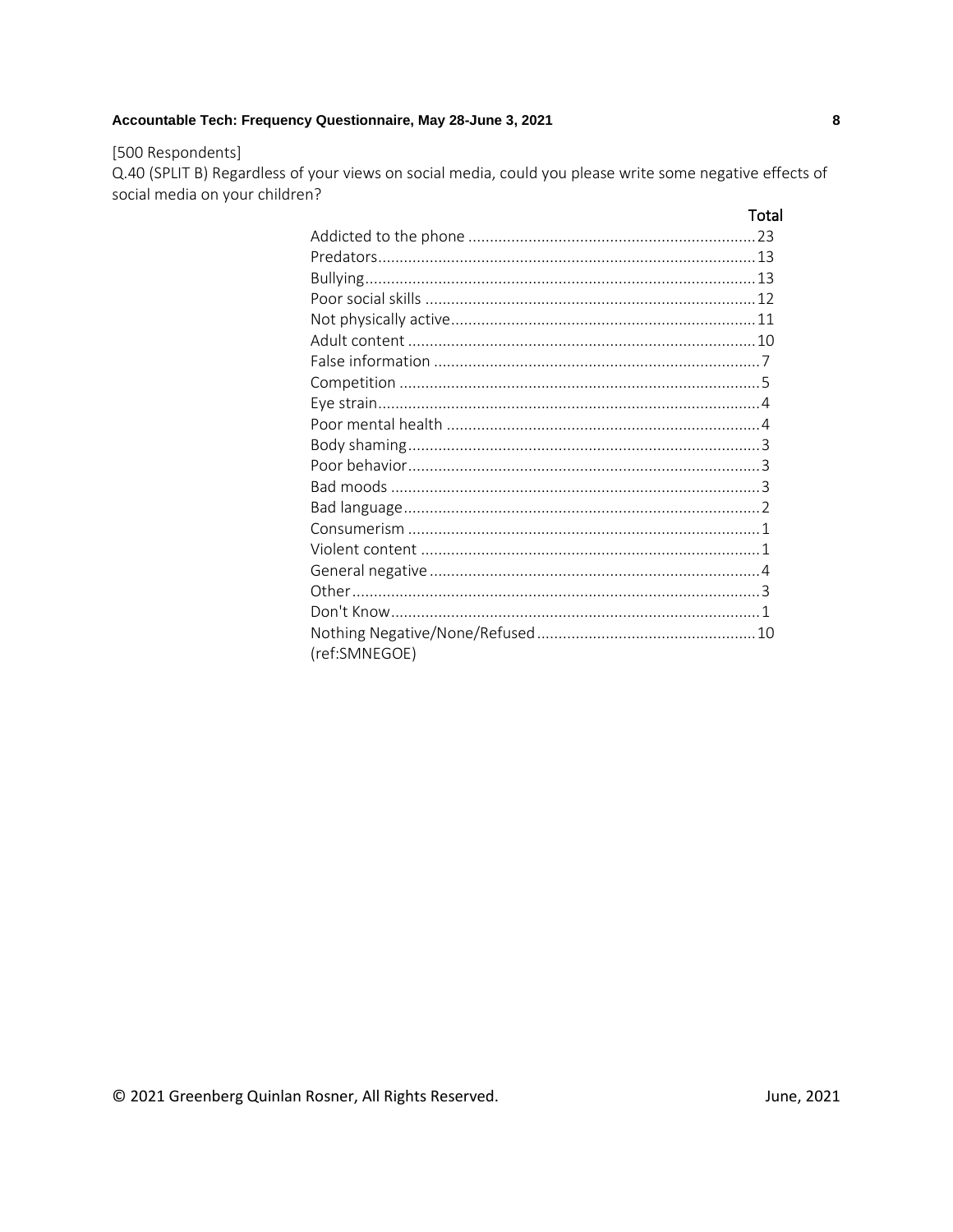[500 Respondents]

Q.40 (SPLIT B) Regardless of your views on social media, could you please write some negative effects of social media on your children?

| | Total |
|---|---|
| Addicted to the phone | 23 |
| Predators | 13 |
| Bullying | 13 |
| Poor social skills | 12 |
| Not physically active | 11 |
| Adult content | 10 |
| False information | 7 |
| Competition | 5 |
| Eye strain | 4 |
| Poor mental health | 4 |
| Body shaming | 3 |
| Poor behavior | 3 |
| Bad moods | 3 |
| Bad language | 2 |
| Consumerism | 1 |
| Violent content | 1 |
| General negative | 4 |
| Other | 3 |
| Don't Know | 1 |
| Nothing Negative/None/Refused | 10 |

(ref:SMNEGOE)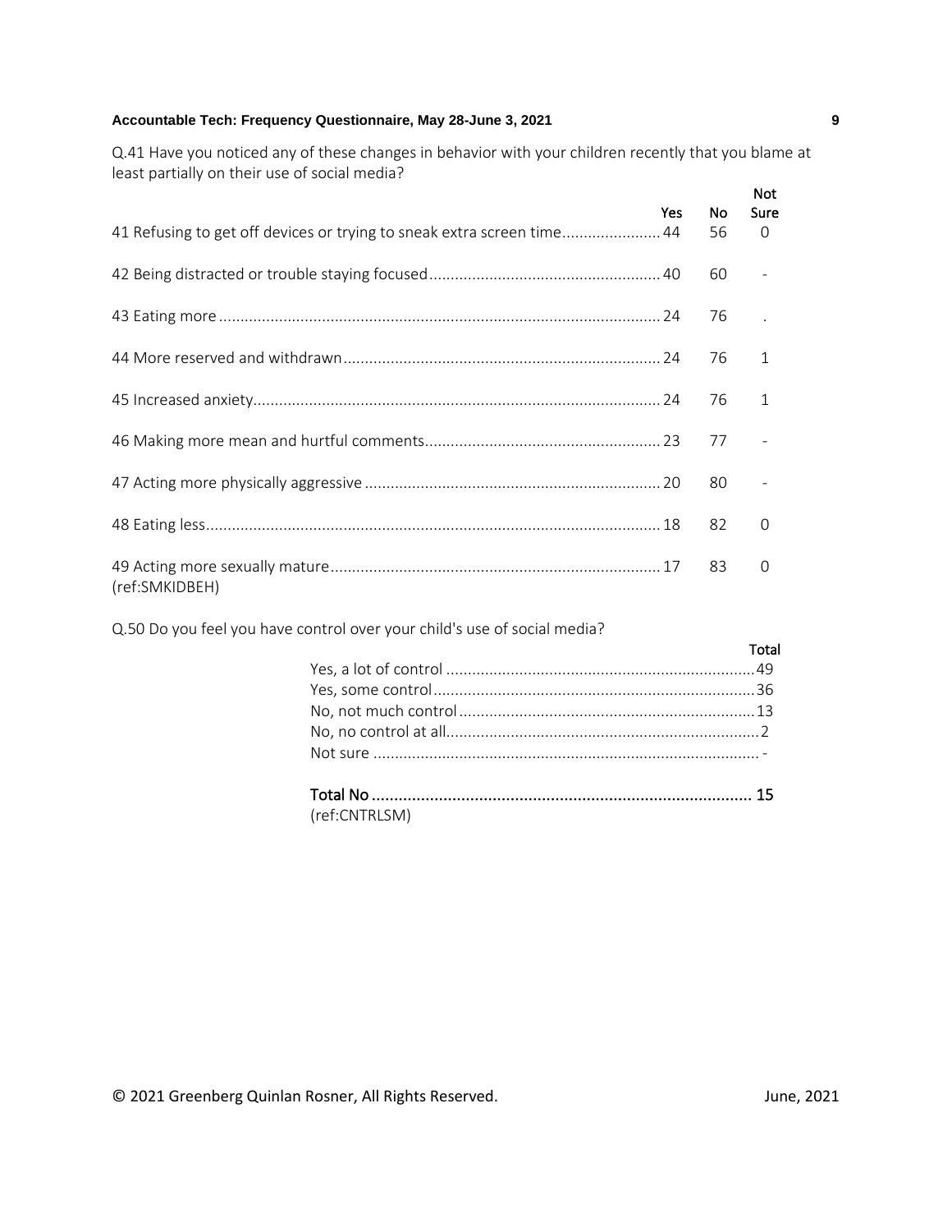Q.41 Have you noticed any of these changes in behavior with your children recently that you blame at least partially on their use of social media?

| | Yes | No | Not Sure |
|---|---|---|---|
| 41 Refusing to get off devices or trying to sneak extra screen time | 44 | 56 | 0 |
| 42 Being distracted or trouble staying focused | 40 | 60 | - |
| 43 Eating more | 24 | 76 | . |
| 44 More reserved and withdrawn | 24 | 76 | 1 |
| 45 Increased anxiety | 24 | 76 | 1 |
| 46 Making more mean and hurtful comments | 23 | 77 | - |
| 47 Acting more physically aggressive | 20 | 80 | - |
| 48 Eating less | 18 | 82 | 0 |
| 49 Acting more sexually mature | 17 | 83 | 0 |

(ref:SMKIDBEH)

Q.50 Do you feel you have control over your child's use of social media?

| | Total |
|---|---|
| Yes, a lot of control | 49 |
| Yes, some control | 36 |
| No, not much control | 13 |
| No, no control at all | 2 |
| Not sure | - |
| **Total No** | **15** |

(ref:CNTRLSM)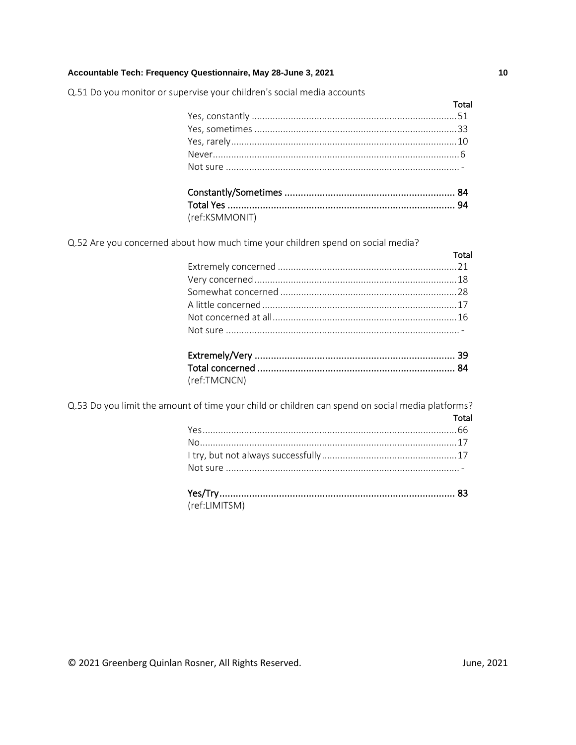Q.51 Do you monitor or supervise your children's social media accounts

| | Total |
|---|---|
| Yes, constantly | 51 |
| Yes, sometimes | 33 |
| Yes, rarely | 10 |
| Never | 6 |
| Not sure | - |
| **Constantly/Sometimes** | **84** |
| **Total Yes** | **94** |

(ref:KSMMONIT)

Q.52 Are you concerned about how much time your children spend on social media?

| | Total |
|---|---|
| Extremely concerned | 21 |
| Very concerned | 18 |
| Somewhat concerned | 28 |
| A little concerned | 17 |
| Not concerned at all | 16 |
| Not sure | - |
| **Extremely/Very** | **39** |
| **Total concerned** | **84** |

(ref:TMCNCN)

Q.53 Do you limit the amount of time your child or children can spend on social media platforms?

| | Total |
|---|---|
| Yes | 66 |
| No | 17 |
| I try, but not always successfully | 17 |
| Not sure | - |
| **Yes/Try** | **83** |

(ref:LIMITSM)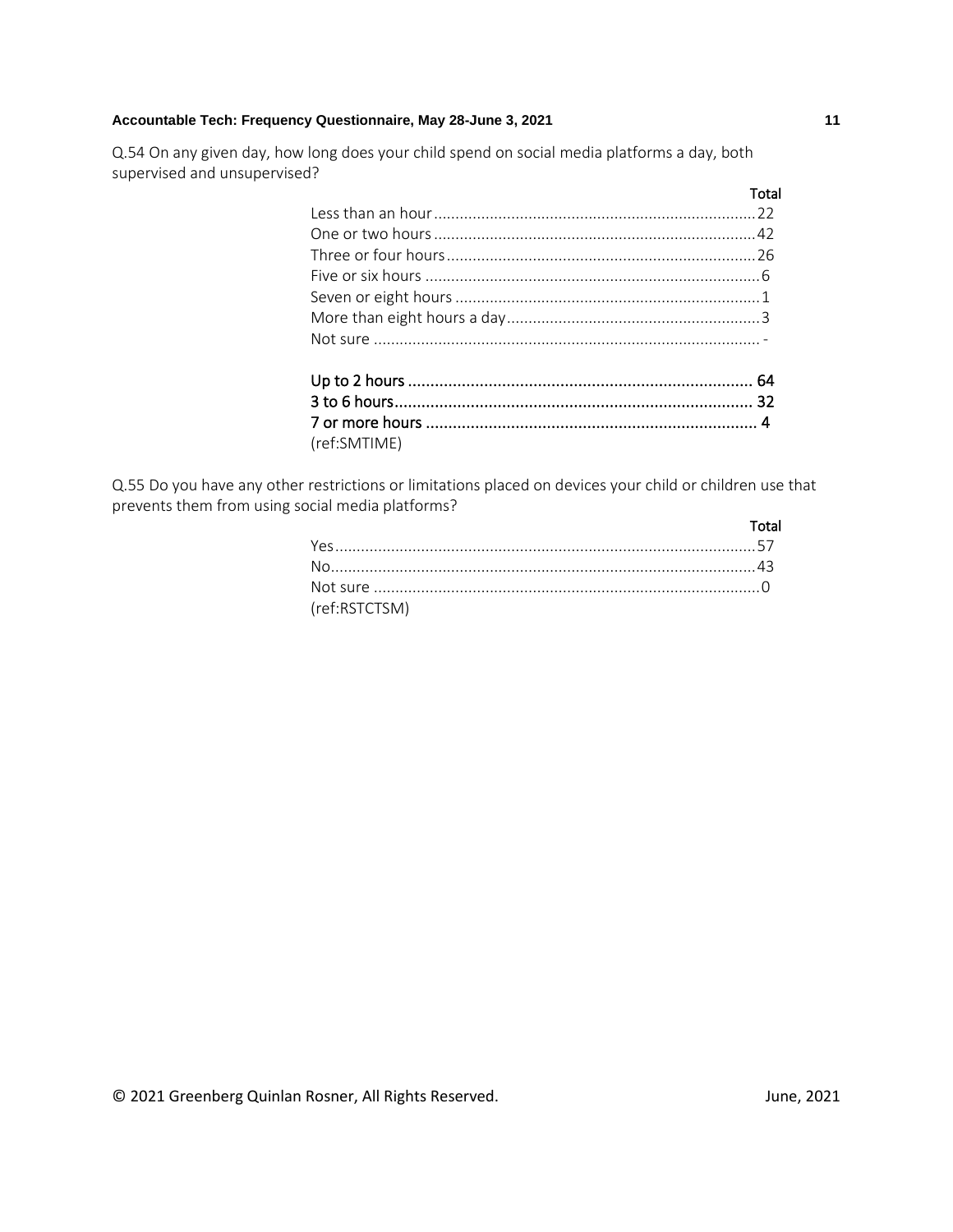Q.54 On any given day, how long does your child spend on social media platforms a day, both supervised and unsupervised?

| | Total |
|---|---|
| Less than an hour | 22 |
| One or two hours | 42 |
| Three or four hours | 26 |
| Five or six hours | 6 |
| Seven or eight hours | 1 |
| More than eight hours a day | 3 |
| Not sure | - |
| | |
| **Up to 2 hours** | **64** |
| **3 to 6 hours** | **32** |
| **7 or more hours** | **4** |

(ref:SMTIME)

Q.55 Do you have any other restrictions or limitations placed on devices your child or children use that prevents them from using social media platforms?

| | Total |
|---|---|
| Yes | 57 |
| No | 43 |
| Not sure | 0 |

(ref:RSTCTSM)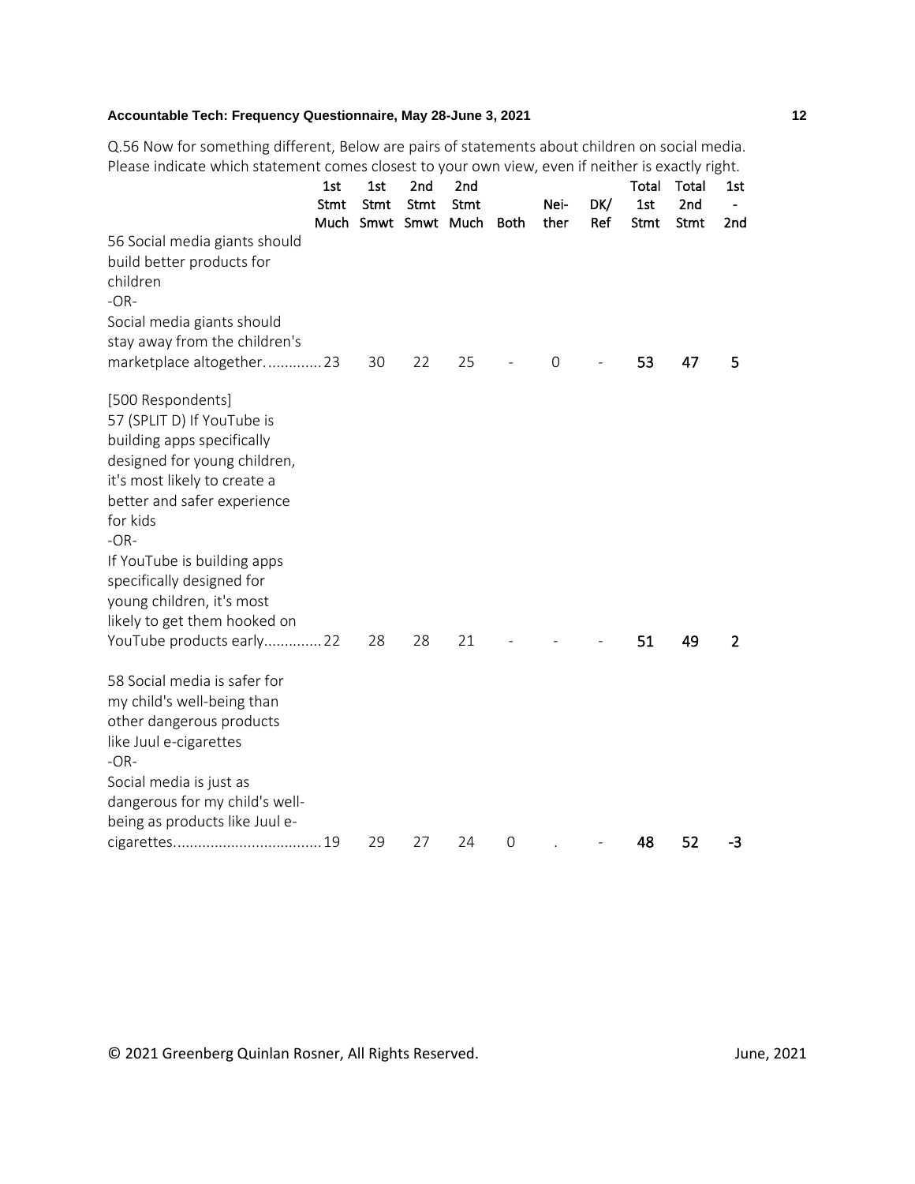Q.56 Now for something different, Below are pairs of statements about children on social media. Please indicate which statement comes closest to your own view, even if neither is exactly right.

| | 1st Stmt Much | 1st Stmt Smwt | 2nd Stmt Smwt | 2nd Stmt Much | Both | Nei-ther | DK/ Ref | Total 1st Stmt | Total 2nd Stmt | 1st - 2nd |
|---|---|---|---|---|---|---|---|---|---|---|
| 56 Social media giants should build better products for children -OR- Social media giants should stay away from the children's marketplace altogether. | 23 | 30 | 22 | 25 | - | 0 | - | **53** | **47** | **5** |
| [500 Respondents] 57 (SPLIT D) If YouTube is building apps specifically designed for young children, it's most likely to create a better and safer experience for kids -OR- If YouTube is building apps specifically designed for young children, it's most likely to get them hooked on YouTube products early | 22 | 28 | 28 | 21 | - | - | - | **51** | **49** | **2** |
| 58 Social media is safer for my child's well-being than other dangerous products like Juul e-cigarettes -OR- Social media is just as dangerous for my child's well-being as products like Juul e-cigarettes | 19 | 29 | 27 | 24 | 0 | . | - | **48** | **52** | **-3** |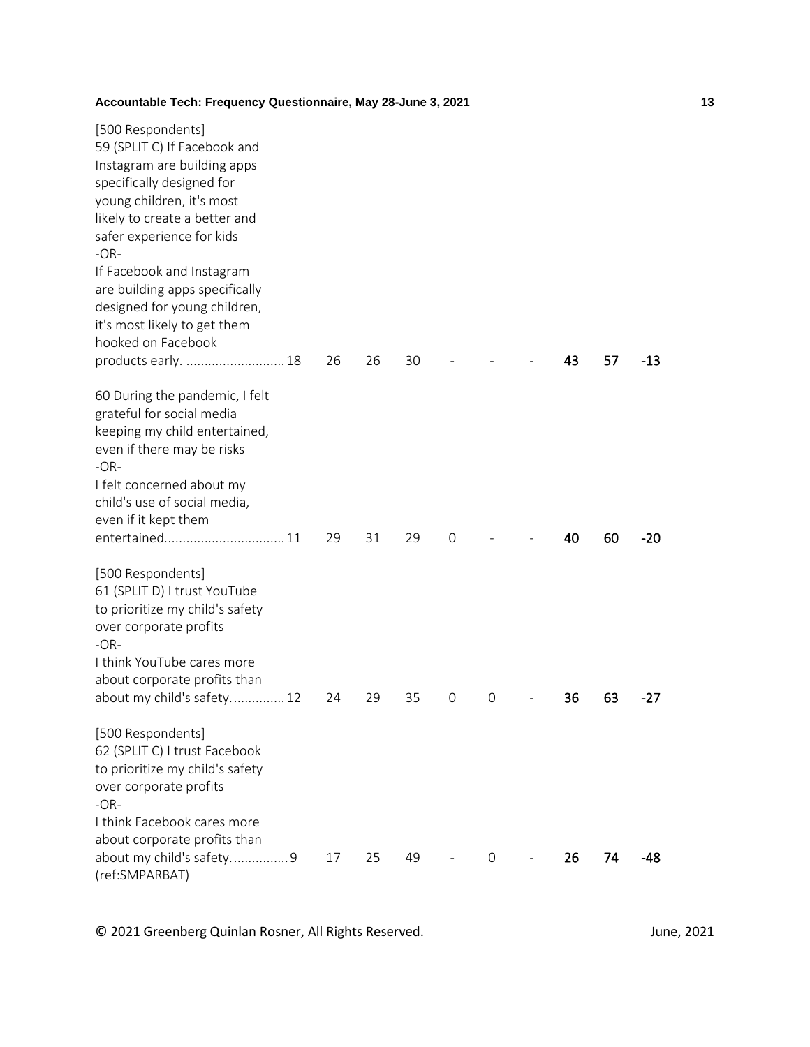[500 Respondents]
59 (SPLIT C) If Facebook and Instagram are building apps specifically designed for young children, it's most likely to create a better and safer experience for kids
-OR-
If Facebook and Instagram are building apps specifically designed for young children, it's most likely to get them hooked on Facebook products early. ........................... 18 | 26 | 26 | 30 | - | - | - | **43** | **57** | **-13**

60 During the pandemic, I felt grateful for social media keeping my child entertained, even if there may be risks
-OR-
I felt concerned about my child's use of social media, even if it kept them entertained................................. 11 | 29 | 31 | 29 | 0 | - | - | **40** | **60** | **-20**

[500 Respondents]
61 (SPLIT D) I trust YouTube to prioritize my child's safety over corporate profits
-OR-
I think YouTube cares more about corporate profits than about my child's safety............... 12 | 24 | 29 | 35 | 0 | 0 | - | **36** | **63** | **-27**

[500 Respondents]
62 (SPLIT C) I trust Facebook to prioritize my child's safety over corporate profits
-OR-
I think Facebook cares more about corporate profits than about my child's safety............... 9 | 17 | 25 | 49 | - | 0 | - | **26** | **74** | **-48**
(ref:SMPARBAT)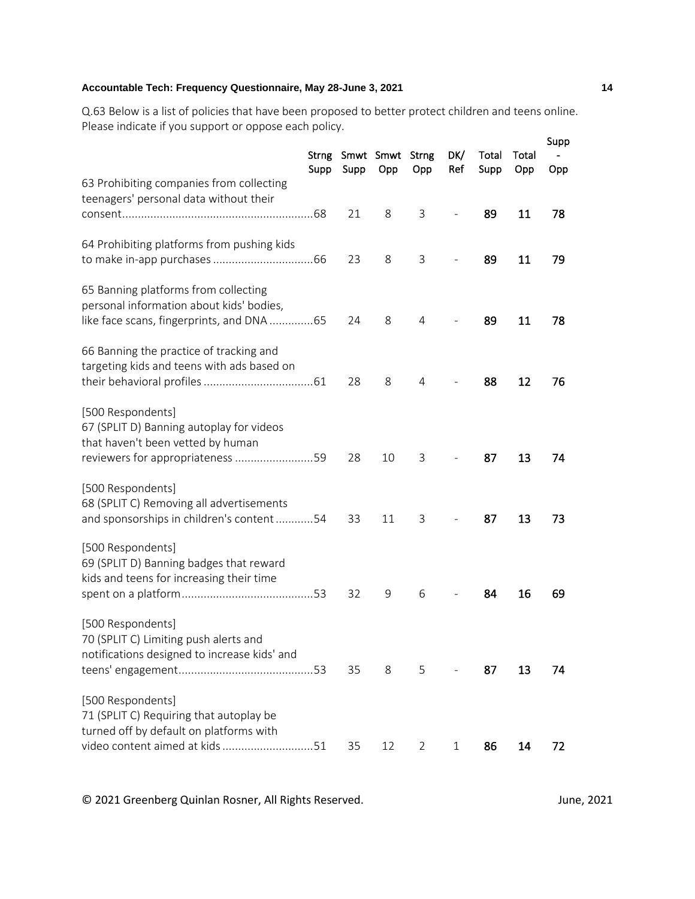Q.63 Below is a list of policies that have been proposed to better protect children and teens online. Please indicate if you support or oppose each policy.

| | Strng Supp | Smwt Supp | Smwt Opp | Strng Opp | DK/ Ref | Total Supp | Total Opp | Supp - Opp |
|---|---|---|---|---|---|---|---|---|
| 63 Prohibiting companies from collecting teenagers' personal data without their consent | 68 | 21 | 8 | 3 | - | **89** | **11** | **78** |
| 64 Prohibiting platforms from pushing kids to make in-app purchases | 66 | 23 | 8 | 3 | - | **89** | **11** | **79** |
| 65 Banning platforms from collecting personal information about kids' bodies, like face scans, fingerprints, and DNA | 65 | 24 | 8 | 4 | - | **89** | **11** | **78** |
| 66 Banning the practice of tracking and targeting kids and teens with ads based on their behavioral profiles | 61 | 28 | 8 | 4 | - | **88** | **12** | **76** |
| [500 Respondents] 67 (SPLIT D) Banning autoplay for videos that haven't been vetted by human reviewers for appropriateness | 59 | 28 | 10 | 3 | - | **87** | **13** | **74** |
| [500 Respondents] 68 (SPLIT C) Removing all advertisements and sponsorships in children's content | 54 | 33 | 11 | 3 | - | **87** | **13** | **73** |
| [500 Respondents] 69 (SPLIT D) Banning badges that reward kids and teens for increasing their time spent on a platform | 53 | 32 | 9 | 6 | - | **84** | **16** | **69** |
| [500 Respondents] 70 (SPLIT C) Limiting push alerts and notifications designed to increase kids' and teens' engagement | 53 | 35 | 8 | 5 | - | **87** | **13** | **74** |
| [500 Respondents] 71 (SPLIT C) Requiring that autoplay be turned off by default on platforms with video content aimed at kids | 51 | 35 | 12 | 2 | 1 | **86** | **14** | **72** |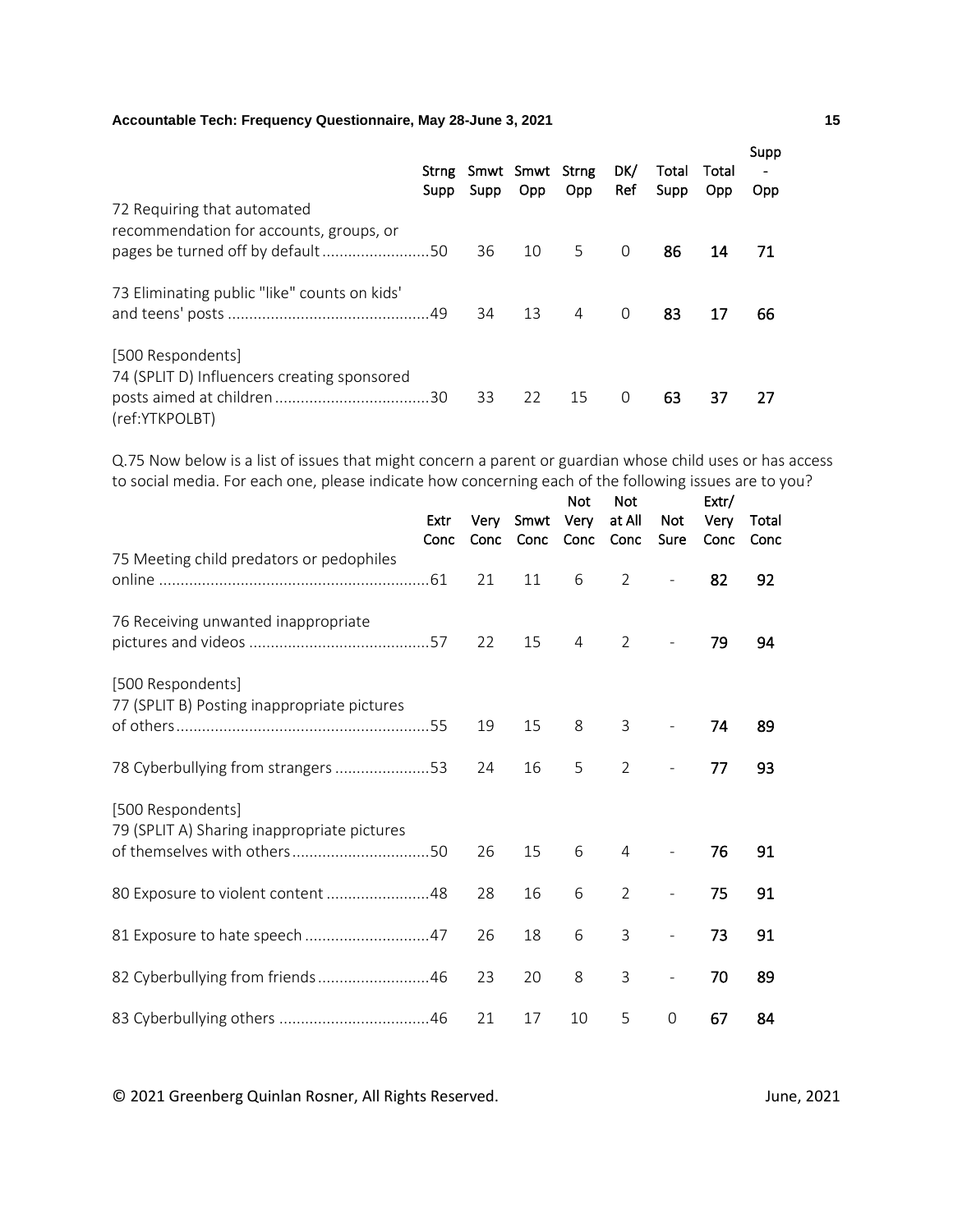| | Strng Supp | Smwt Supp | Smwt Opp | Strng Opp | DK/ Ref | Total Supp | Total Opp | Supp - Opp |
|---|---|---|---|---|---|---|---|---|
| 72 Requiring that automated recommendation for accounts, groups, or pages be turned off by default | 50 | 36 | 10 | 5 | 0 | **86** | **14** | **71** |
| 73 Eliminating public "like" counts on kids' and teens' posts | 49 | 34 | 13 | 4 | 0 | **83** | **17** | **66** |
| [500 Respondents] 74 (SPLIT D) Influencers creating sponsored posts aimed at children (ref:YTKPOLBT) | 30 | 33 | 22 | 15 | 0 | **63** | **37** | **27** |

Q.75 Now below is a list of issues that might concern a parent or guardian whose child uses or has access to social media. For each one, please indicate how concerning each of the following issues are to you?

| | Extr Conc | Very Conc | Smwt Conc | Not Very Conc | Not at All Conc | Not Sure | Extr/ Very Conc | Total Conc |
|---|---|---|---|---|---|---|---|---|
| 75 Meeting child predators or pedophiles online | 61 | 21 | 11 | 6 | 2 | - | **82** | **92** |
| 76 Receiving unwanted inappropriate pictures and videos | 57 | 22 | 15 | 4 | 2 | - | **79** | **94** |
| [500 Respondents] 77 (SPLIT B) Posting inappropriate pictures of others | 55 | 19 | 15 | 8 | 3 | - | **74** | **89** |
| 78 Cyberbullying from strangers | 53 | 24 | 16 | 5 | 2 | - | **77** | **93** |
| [500 Respondents] 79 (SPLIT A) Sharing inappropriate pictures of themselves with others | 50 | 26 | 15 | 6 | 4 | - | **76** | **91** |
| 80 Exposure to violent content | 48 | 28 | 16 | 6 | 2 | - | **75** | **91** |
| 81 Exposure to hate speech | 47 | 26 | 18 | 6 | 3 | - | **73** | **91** |
| 82 Cyberbullying from friends | 46 | 23 | 20 | 8 | 3 | - | **70** | **89** |
| 83 Cyberbullying others | 46 | 21 | 17 | 10 | 5 | 0 | **67** | **84** |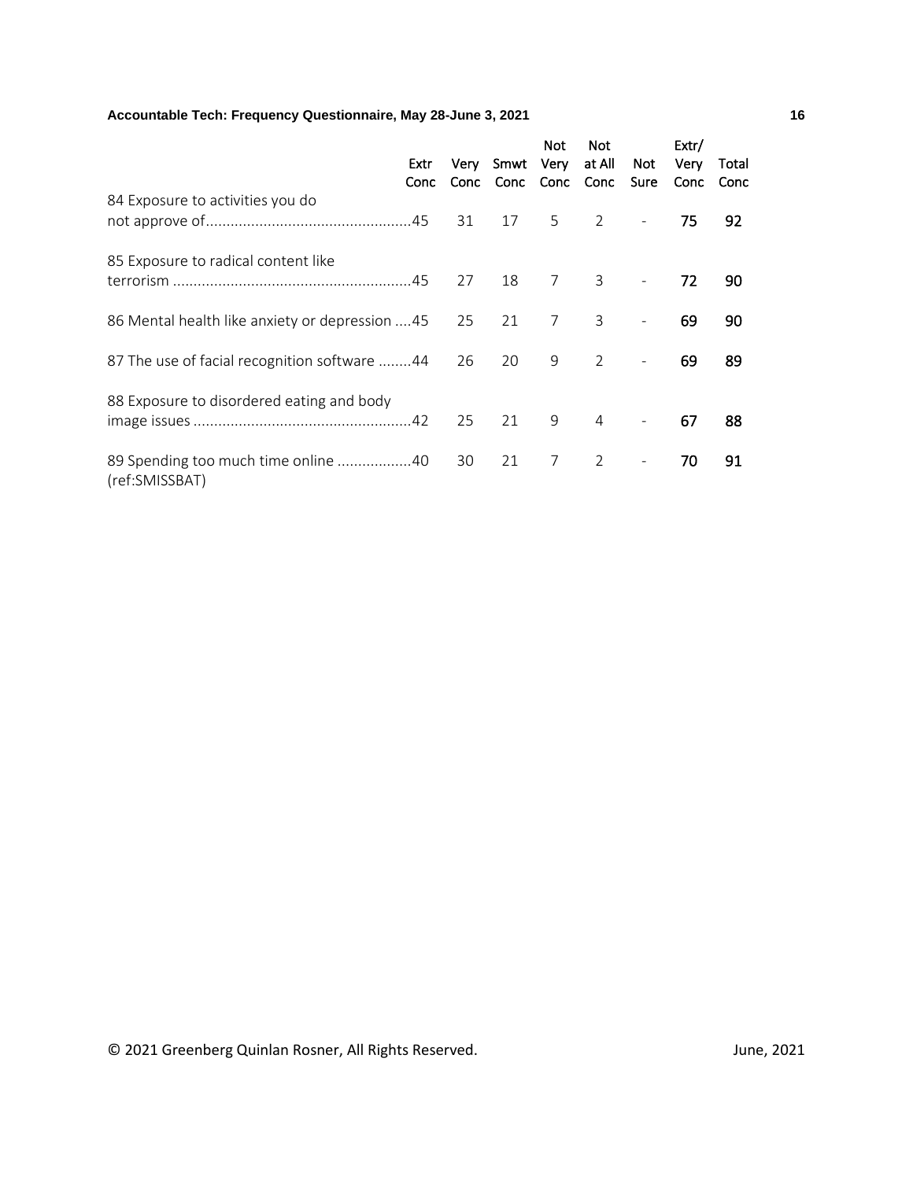| | Extr Conc | Very Conc | Smwt Conc | Not Very Conc | Not at All Conc | Not Sure | Extr/ Very Conc | Total Conc |
|---|---|---|---|---|---|---|---|---|
| 84 Exposure to activities you do not approve of | 45 | 31 | 17 | 5 | 2 | - | **75** | **92** |
| 85 Exposure to radical content like terrorism | 45 | 27 | 18 | 7 | 3 | - | **72** | **90** |
| 86 Mental health like anxiety or depression | 45 | 25 | 21 | 7 | 3 | - | **69** | **90** |
| 87 The use of facial recognition software | 44 | 26 | 20 | 9 | 2 | - | **69** | **89** |
| 88 Exposure to disordered eating and body image issues | 42 | 25 | 21 | 9 | 4 | - | **67** | **88** |
| 89 Spending too much time online | 40 | 30 | 21 | 7 | 2 | - | **70** | **91** |

(ref:SMISSBAT)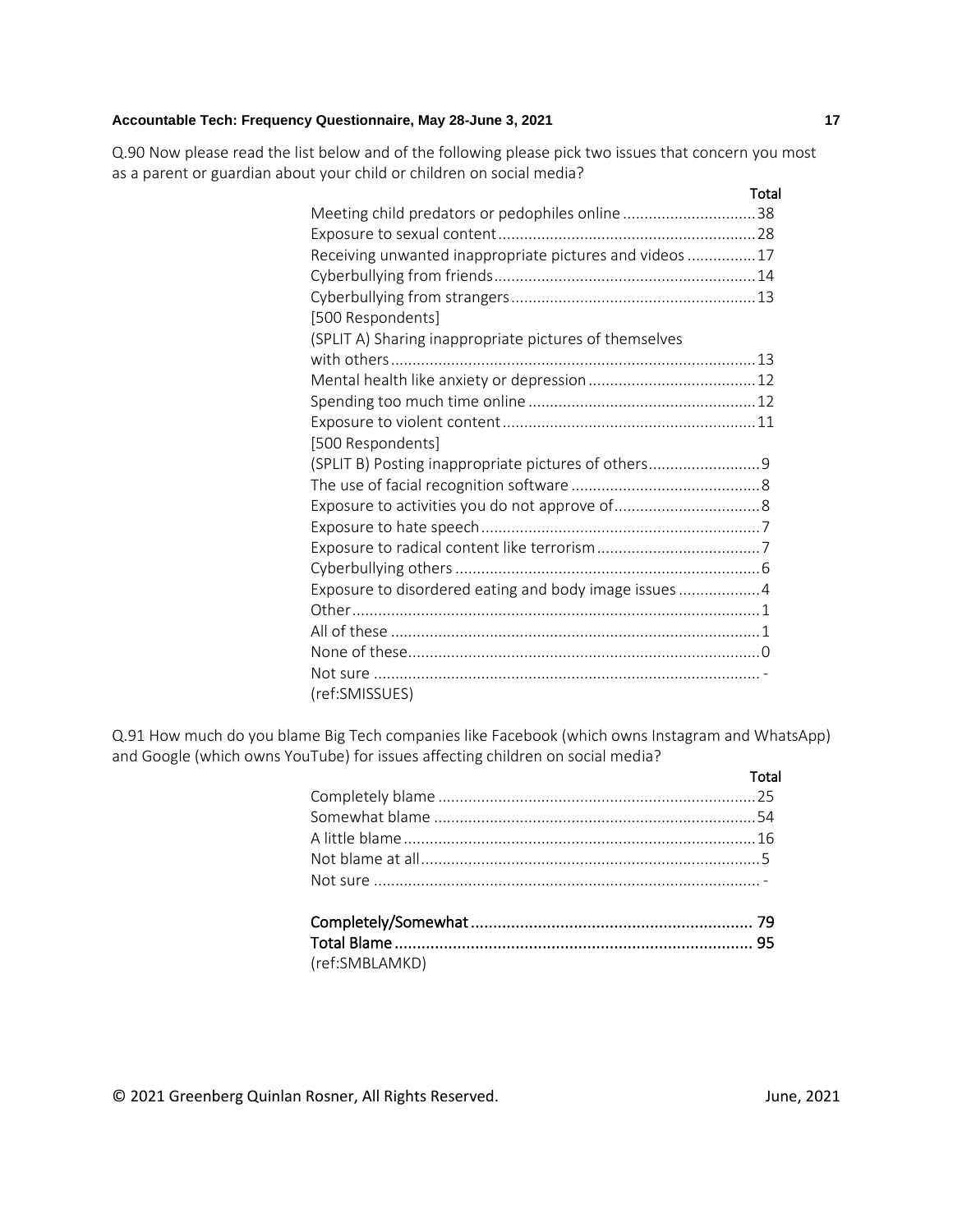Q.90 Now please read the list below and of the following please pick two issues that concern you most as a parent or guardian about your child or children on social media?

| | Total |
|---|---|
| Meeting child predators or pedophiles online | 38 |
| Exposure to sexual content | 28 |
| Receiving unwanted inappropriate pictures and videos | 17 |
| Cyberbullying from friends | 14 |
| Cyberbullying from strangers | 13 |
| [500 Respondents] (SPLIT A) Sharing inappropriate pictures of themselves with others | 13 |
| Mental health like anxiety or depression | 12 |
| Spending too much time online | 12 |
| Exposure to violent content | 11 |
| [500 Respondents] (SPLIT B) Posting inappropriate pictures of others | 9 |
| The use of facial recognition software | 8 |
| Exposure to activities you do not approve of | 8 |
| Exposure to hate speech | 7 |
| Exposure to radical content like terrorism | 7 |
| Cyberbullying others | 6 |
| Exposure to disordered eating and body image issues | 4 |
| Other | 1 |
| All of these | 1 |
| None of these | 0 |
| Not sure | - |

(ref:SMISSUES)

Q.91 How much do you blame Big Tech companies like Facebook (which owns Instagram and WhatsApp) and Google (which owns YouTube) for issues affecting children on social media?

| | Total |
|---|---|
| Completely blame | 25 |
| Somewhat blame | 54 |
| A little blame | 16 |
| Not blame at all | 5 |
| Not sure | - |
| **Completely/Somewhat** | **79** |
| **Total Blame** | **95** |

(ref:SMBLAMKD)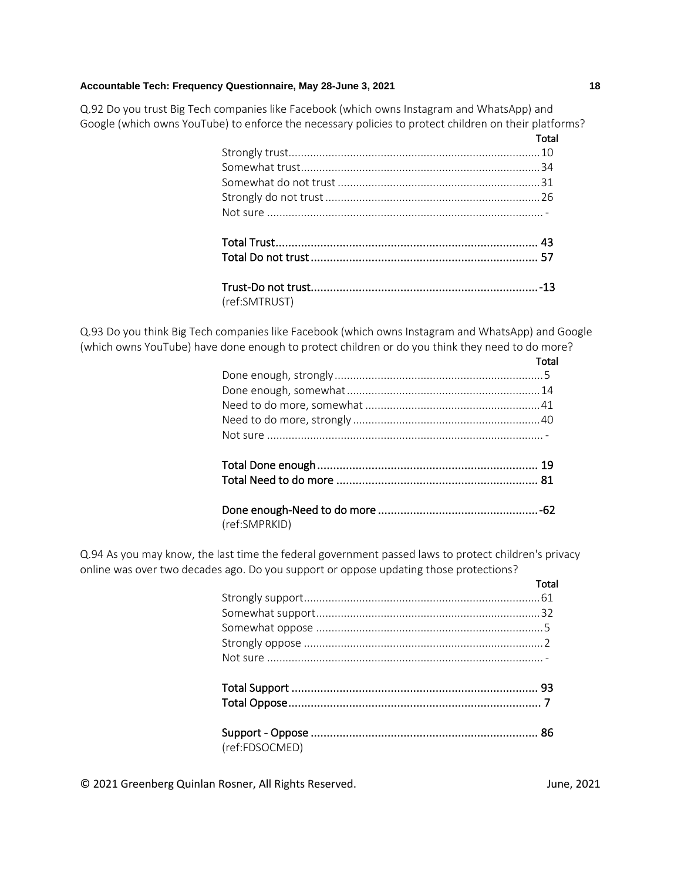Q.92 Do you trust Big Tech companies like Facebook (which owns Instagram and WhatsApp) and Google (which owns YouTube) to enforce the necessary policies to protect children on their platforms?

| | Total |
|---|---|
| Strongly trust | 10 |
| Somewhat trust | 34 |
| Somewhat do not trust | 31 |
| Strongly do not trust | 26 |
| Not sure | - |
| | |
| **Total Trust** | **43** |
| **Total Do not trust** | **57** |
| | |
| **Trust-Do not trust** | **-13** |

(ref:SMTRUST)

Q.93 Do you think Big Tech companies like Facebook (which owns Instagram and WhatsApp) and Google (which owns YouTube) have done enough to protect children or do you think they need to do more?

| | Total |
|---|---|
| Done enough, strongly | 5 |
| Done enough, somewhat | 14 |
| Need to do more, somewhat | 41 |
| Need to do more, strongly | 40 |
| Not sure | - |
| | |
| **Total Done enough** | **19** |
| **Total Need to do more** | **81** |
| | |
| **Done enough-Need to do more** | **-62** |

(ref:SMPRKID)

Q.94 As you may know, the last time the federal government passed laws to protect children's privacy online was over two decades ago. Do you support or oppose updating those protections?

| | Total |
|---|---|
| Strongly support | 61 |
| Somewhat support | 32 |
| Somewhat oppose | 5 |
| Strongly oppose | 2 |
| Not sure | - |
| | |
| **Total Support** | **93** |
| **Total Oppose** | **7** |
| | |
| **Support - Oppose** | **86** |

(ref:FDSOCMED)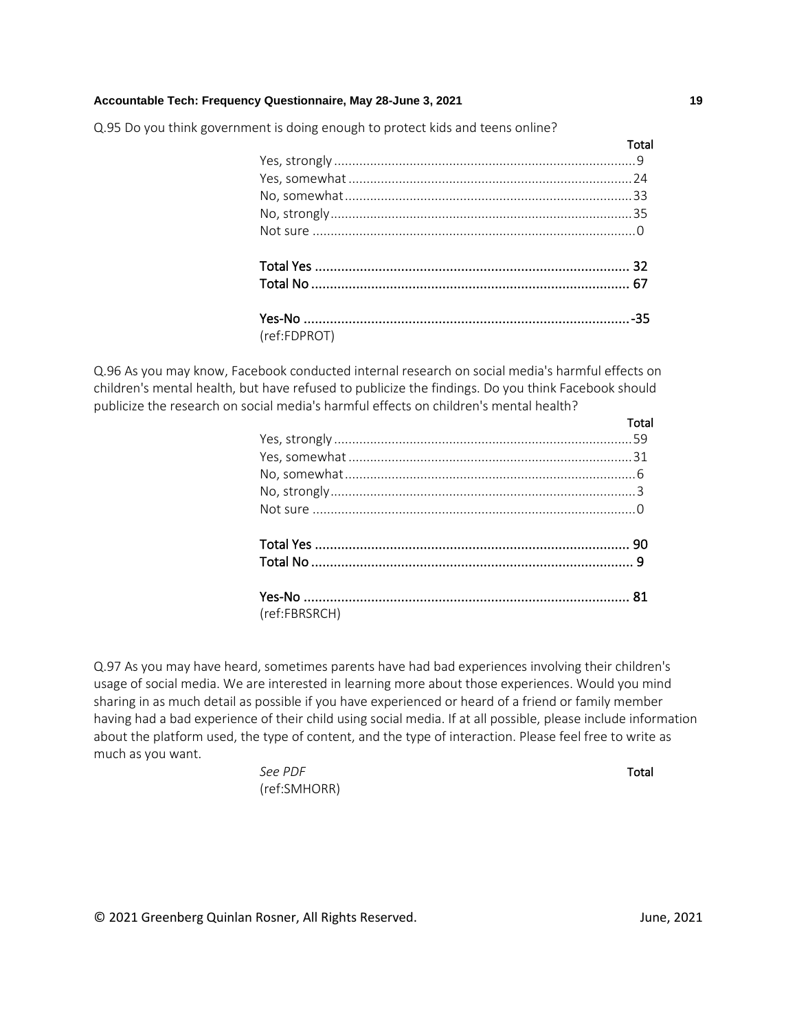Q.95 Do you think government is doing enough to protect kids and teens online?

| | Total |
|---|---|
| Yes, strongly | 9 |
| Yes, somewhat | 24 |
| No, somewhat | 33 |
| No, strongly | 35 |
| Not sure | 0 |
| **Total Yes** | **32** |
| **Total No** | **67** |
| **Yes-No** | **-35** |

(ref:FDPROT)

Q.96 As you may know, Facebook conducted internal research on social media's harmful effects on children's mental health, but have refused to publicize the findings. Do you think Facebook should publicize the research on social media's harmful effects on children's mental health?

| | Total |
|---|---|
| Yes, strongly | 59 |
| Yes, somewhat | 31 |
| No, somewhat | 6 |
| No, strongly | 3 |
| Not sure | 0 |
| **Total Yes** | **90** |
| **Total No** | **9** |
| **Yes-No** | **81** |

(ref:FBRSRCH)

Q.97 As you may have heard, sometimes parents have had bad experiences involving their children's usage of social media. We are interested in learning more about those experiences. Would you mind sharing in as much detail as possible if you have experienced or heard of a friend or family member having had a bad experience of their child using social media. If at all possible, please include information about the platform used, the type of content, and the type of interaction. Please feel free to write as much as you want.

| | Total |
|---|---|
| *See PDF* | |

(ref:SMHORR)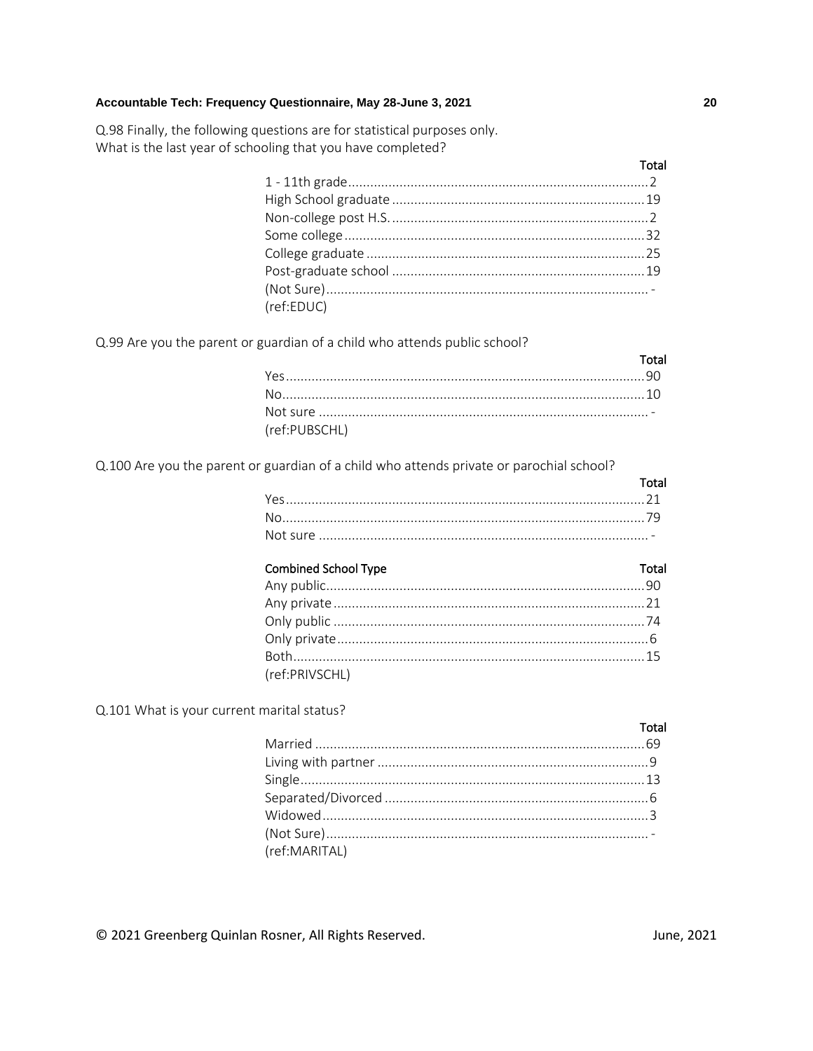Q.98 Finally, the following questions are for statistical purposes only.
What is the last year of schooling that you have completed?

| | Total |
|---|---|
| 1 - 11th grade | 2 |
| High School graduate | 19 |
| Non-college post H.S. | 2 |
| Some college | 32 |
| College graduate | 25 |
| Post-graduate school | 19 |
| (Not Sure) | - |

(ref:EDUC)

Q.99 Are you the parent or guardian of a child who attends public school?

| | Total |
|---|---|
| Yes | 90 |
| No | 10 |
| Not sure | - |

(ref:PUBSCHL)

Q.100 Are you the parent or guardian of a child who attends private or parochial school?

| | Total |
|---|---|
| Yes | 21 |
| No | 79 |
| Not sure | - |

| Combined School Type | Total |
|---|---|
| Any public | 90 |
| Any private | 21 |
| Only public | 74 |
| Only private | 6 |
| Both | 15 |

(ref:PRIVSCHL)

Q.101 What is your current marital status?

| | Total |
|---|---|
| Married | 69 |
| Living with partner | 9 |
| Single | 13 |
| Separated/Divorced | 6 |
| Widowed | 3 |
| (Not Sure) | - |

(ref:MARITAL)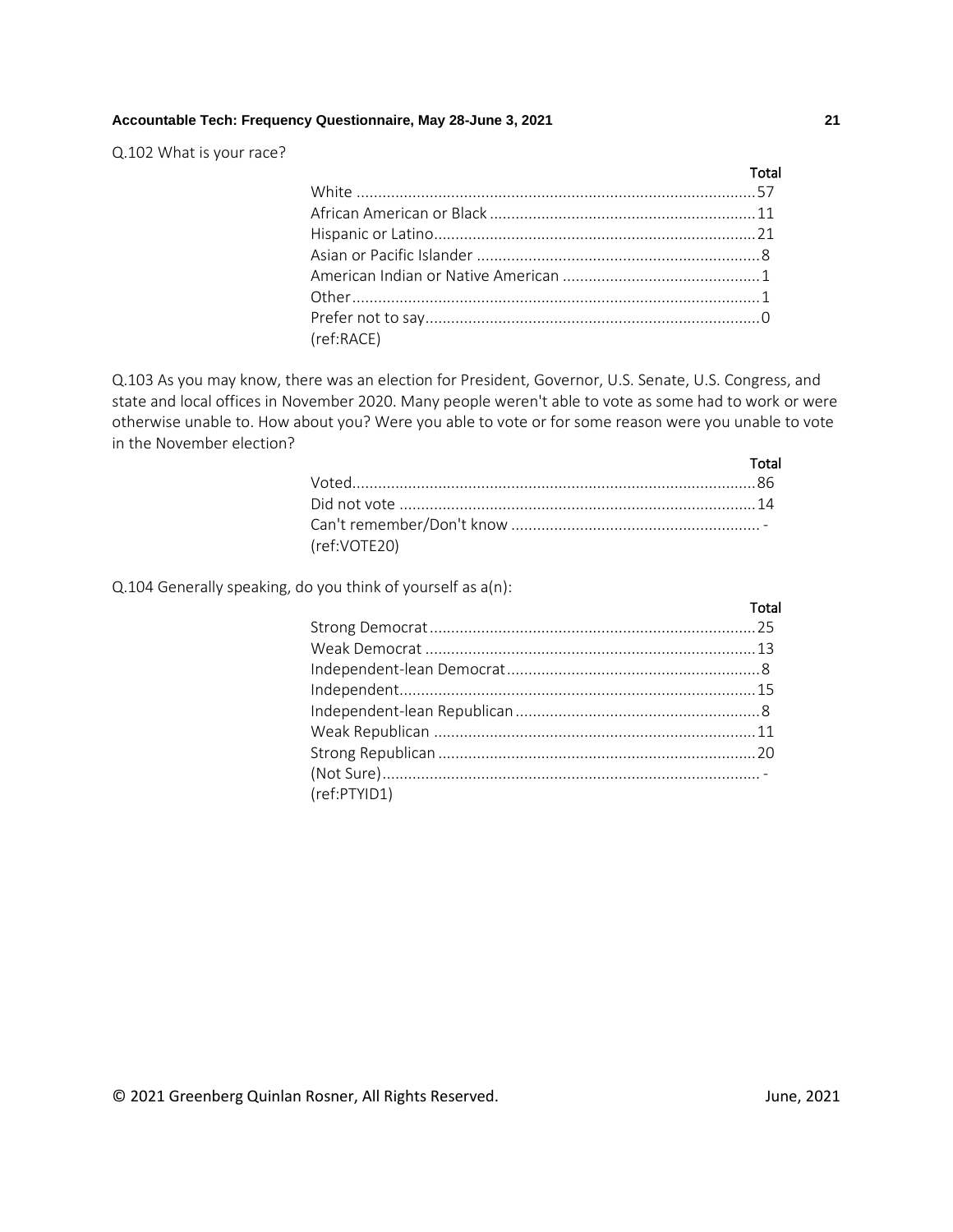Q.102 What is your race?

| | Total |
|---|---|
| White | 57 |
| African American or Black | 11 |
| Hispanic or Latino | 21 |
| Asian or Pacific Islander | 8 |
| American Indian or Native American | 1 |
| Other | 1 |
| Prefer not to say | 0 |

(ref:RACE)

Q.103 As you may know, there was an election for President, Governor, U.S. Senate, U.S. Congress, and state and local offices in November 2020. Many people weren't able to vote as some had to work or were otherwise unable to. How about you? Were you able to vote or for some reason were you unable to vote in the November election?

| | Total |
|---|---|
| Voted | 86 |
| Did not vote | 14 |
| Can't remember/Don't know | - |

(ref:VOTE20)

Q.104 Generally speaking, do you think of yourself as a(n):

| | Total |
|---|---|
| Strong Democrat | 25 |
| Weak Democrat | 13 |
| Independent-lean Democrat | 8 |
| Independent | 15 |
| Independent-lean Republican | 8 |
| Weak Republican | 11 |
| Strong Republican | 20 |
| (Not Sure) | - |

(ref:PTYID1)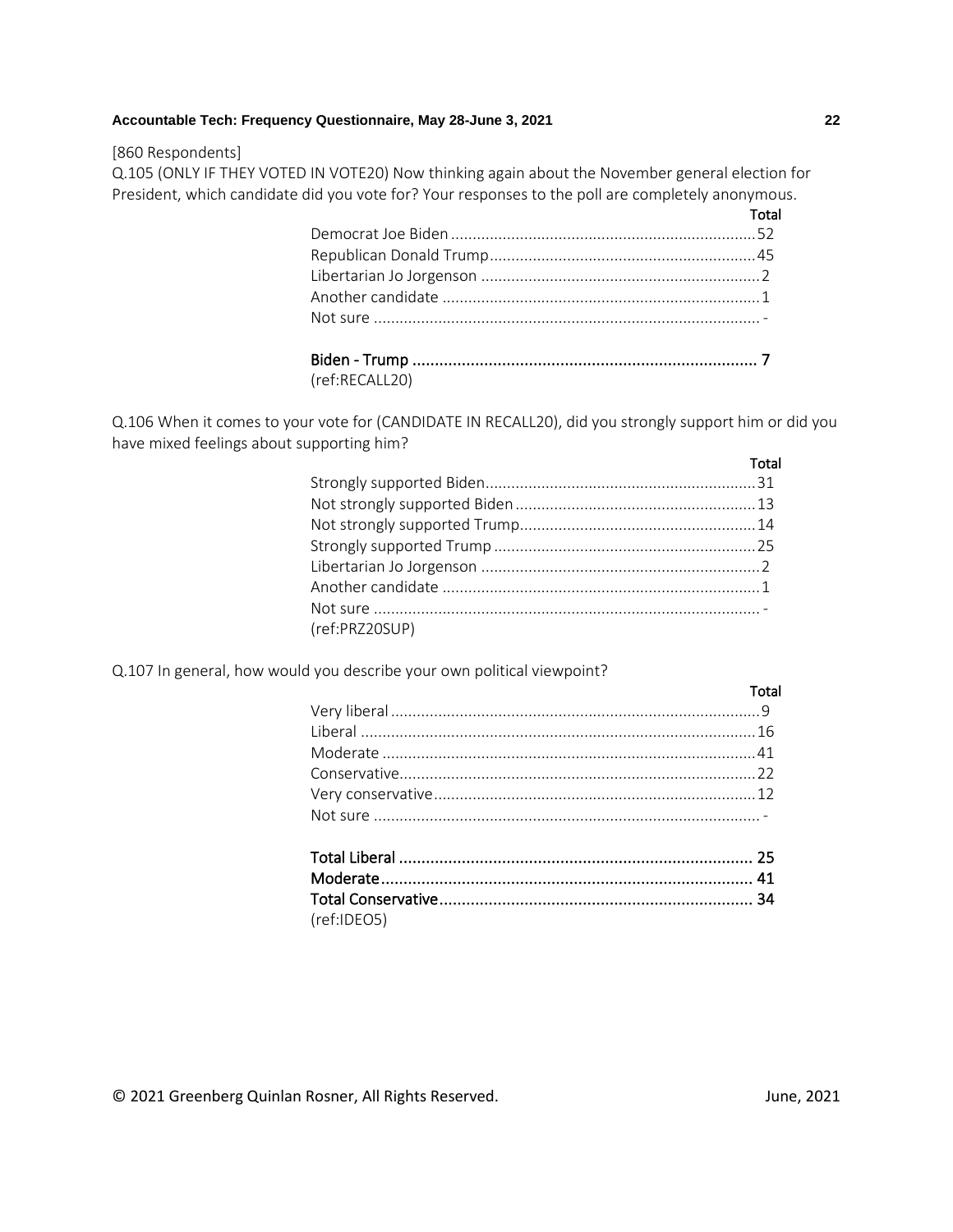[860 Respondents]

Q.105 (ONLY IF THEY VOTED IN VOTE20) Now thinking again about the November general election for President, which candidate did you vote for? Your responses to the poll are completely anonymous.

| | Total |
|---|---|
| Democrat Joe Biden | 52 |
| Republican Donald Trump | 45 |
| Libertarian Jo Jorgenson | 2 |
| Another candidate | 1 |
| Not sure | - |
| | |
| **Biden - Trump** | **7** |

(ref:RECALL20)

Q.106 When it comes to your vote for (CANDIDATE IN RECALL20), did you strongly support him or did you have mixed feelings about supporting him?

| | Total |
|---|---|
| Strongly supported Biden | 31 |
| Not strongly supported Biden | 13 |
| Not strongly supported Trump | 14 |
| Strongly supported Trump | 25 |
| Libertarian Jo Jorgenson | 2 |
| Another candidate | 1 |
| Not sure | - |

(ref:PRZ20SUP)

Q.107 In general, how would you describe your own political viewpoint?

| | Total |
|---|---|
| Very liberal | 9 |
| Liberal | 16 |
| Moderate | 41 |
| Conservative | 22 |
| Very conservative | 12 |
| Not sure | - |
| | |
| **Total Liberal** | **25** |
| **Moderate** | **41** |
| **Total Conservative** | **34** |

(ref:IDEO5)

© 2021 Greenberg Quinlan Rosner, All Rights Reserved. June, 2021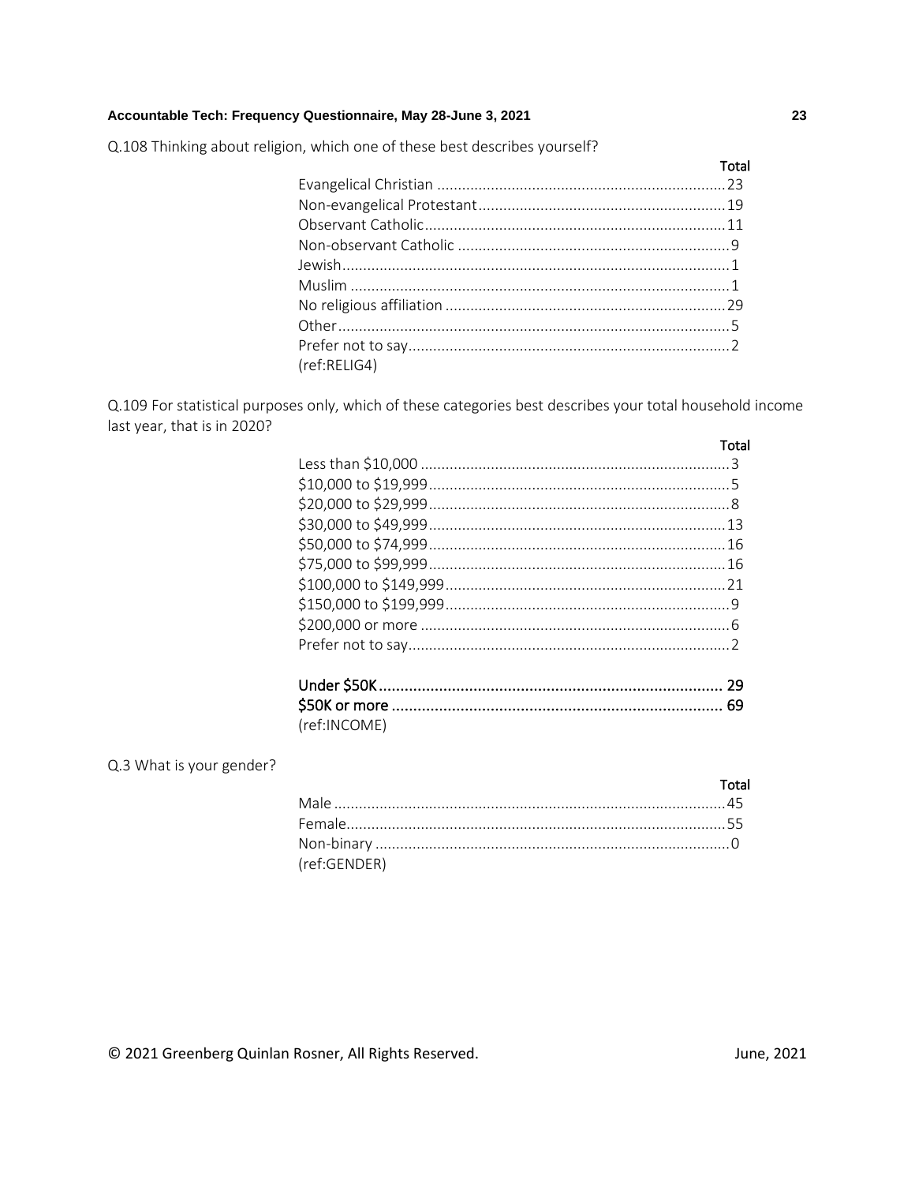Q.108 Thinking about religion, which one of these best describes yourself?

| | Total |
|---|---|
| Evangelical Christian | 23 |
| Non-evangelical Protestant | 19 |
| Observant Catholic | 11 |
| Non-observant Catholic | 9 |
| Jewish | 1 |
| Muslim | 1 |
| No religious affiliation | 29 |
| Other | 5 |
| Prefer not to say | 2 |

(ref:RELIG4)

Q.109 For statistical purposes only, which of these categories best describes your total household income last year, that is in 2020?

| | Total |
|---|---|
| Less than $10,000 | 3 |
| $10,000 to $19,999 | 5 |
| $20,000 to $29,999 | 8 |
| $30,000 to $49,999 | 13 |
| $50,000 to $74,999 | 16 |
| $75,000 to $99,999 | 16 |
| $100,000 to $149,999 | 21 |
| $150,000 to $199,999 | 9 |
| $200,000 or more | 6 |
| Prefer not to say | 2 |
| **Under $50K** | **29** |
| **$50K or more** | **69** |

(ref:INCOME)

Q.3 What is your gender?

| | Total |
|---|---|
| Male | 45 |
| Female | 55 |
| Non-binary | 0 |

(ref:GENDER)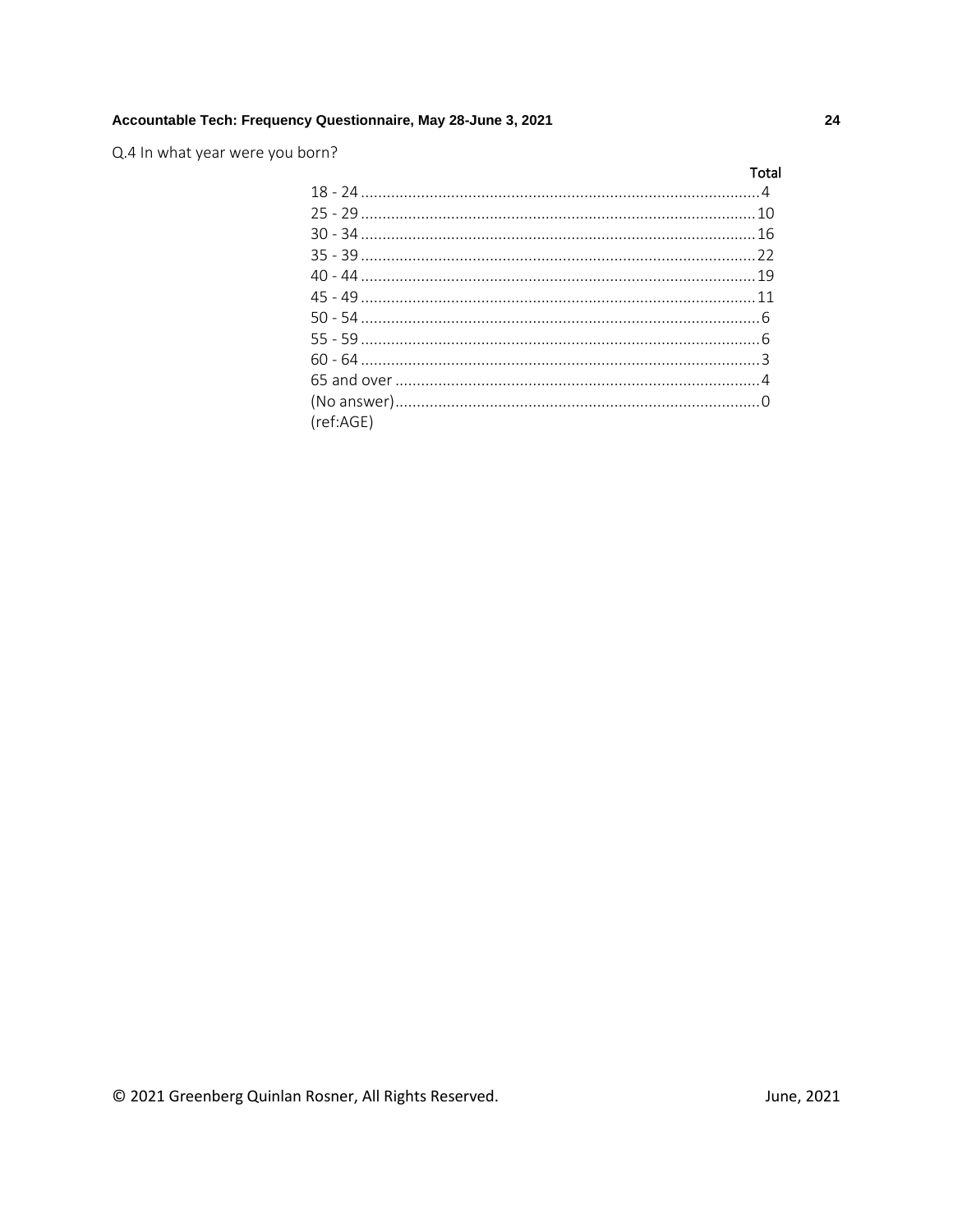Q.4 In what year were you born?

| | Total |
|---|---|
| 18 - 24 | 4 |
| 25 - 29 | 10 |
| 30 - 34 | 16 |
| 35 - 39 | 22 |
| 40 - 44 | 19 |
| 45 - 49 | 11 |
| 50 - 54 | 6 |
| 55 - 59 | 6 |
| 60 - 64 | 3 |
| 65 and over | 4 |
| (No answer) | 0 |

(ref:AGE)